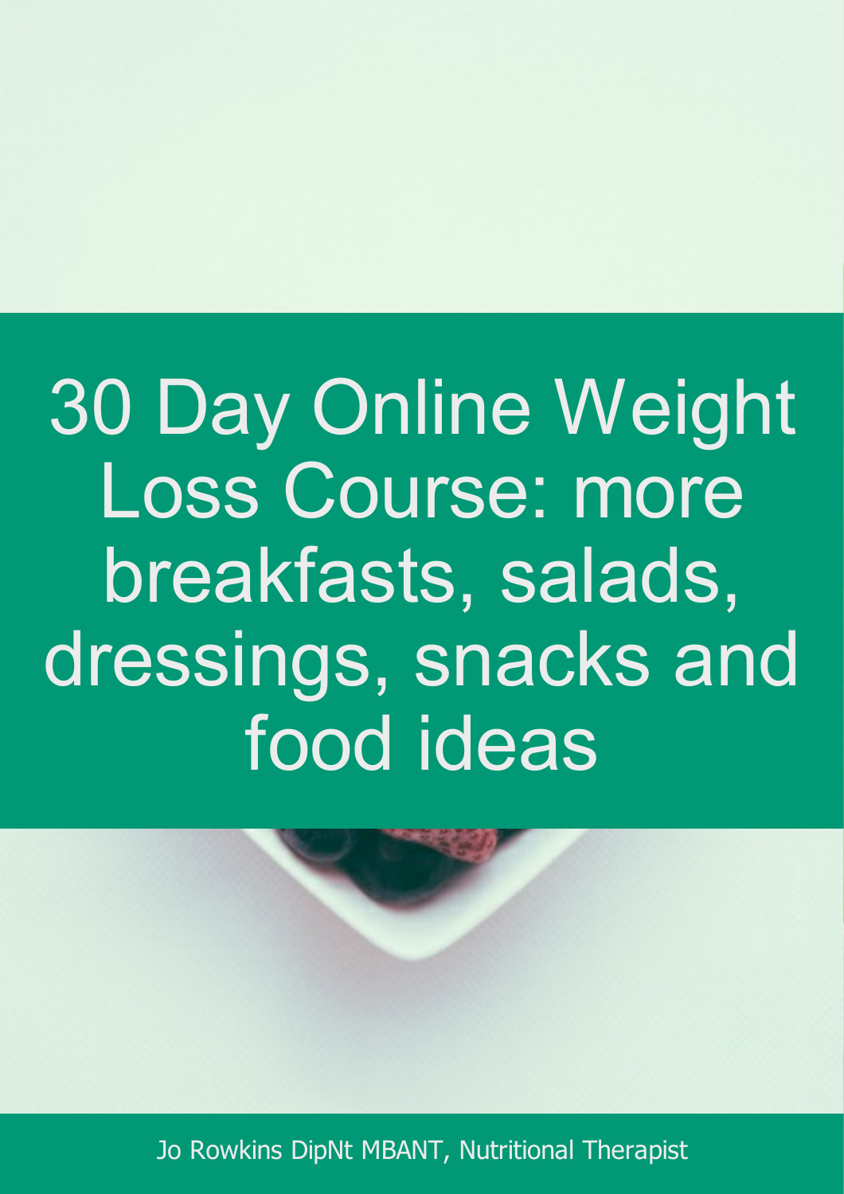# 30 Day Online Weight Loss Course: more breakfasts, salads, dressings, snacks and food ideas

Jo Rowkins DipNt MBANT, Nutritional Therapist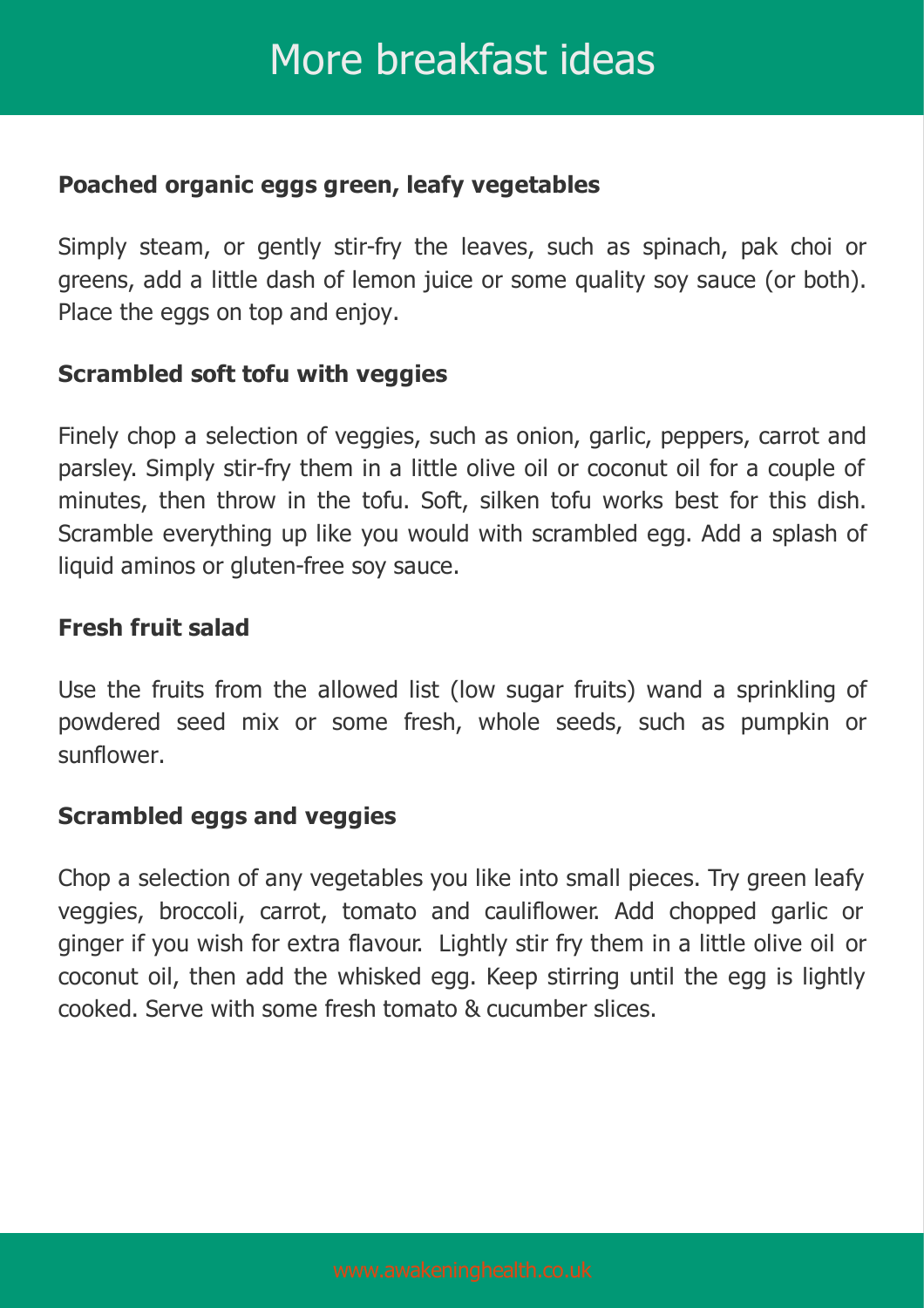# More breakfast ideas

**Poached organic eggs green, leafy vegetables**

Simply steam, or gently stir-fry the leaves, such as spinach, pak choi or greens, add a little dash of lemon juice or some quality soy sauce (or both). Place the eggs on top and enjoy.

**Scrambled soft tofu with veggies**

Finely chop a selection of veggies, such as onion, garlic, peppers, carrot and parsley. Simply stir-fry them in a little olive oil or coconut oil for a couple of minutes, then throw in the tofu. Soft, silken tofu works best for this dish. Scramble everything up like you would with scrambled egg. Add a splash of liquid aminos or gluten-free soy sauce.

**Fresh fruit salad**

Use the fruits from the allowed list (low sugar fruits) wand a sprinkling of powdered seed mix or some fresh, whole seeds, such as pumpkin or sunflower.

**Scrambled eggs and veggies**

Chop a selection of any vegetables you like into small pieces. Try green leafy veggies, broccoli, carrot, tomato and cauliflower. Add chopped garlic or ginger if you wish for extra flavour. Lightly stir fry them in a little olive oil or coconut oil, then add the whisked egg. Keep stirring until the egg is lightly cooked. Serve with some fresh tomato & cucumber slices.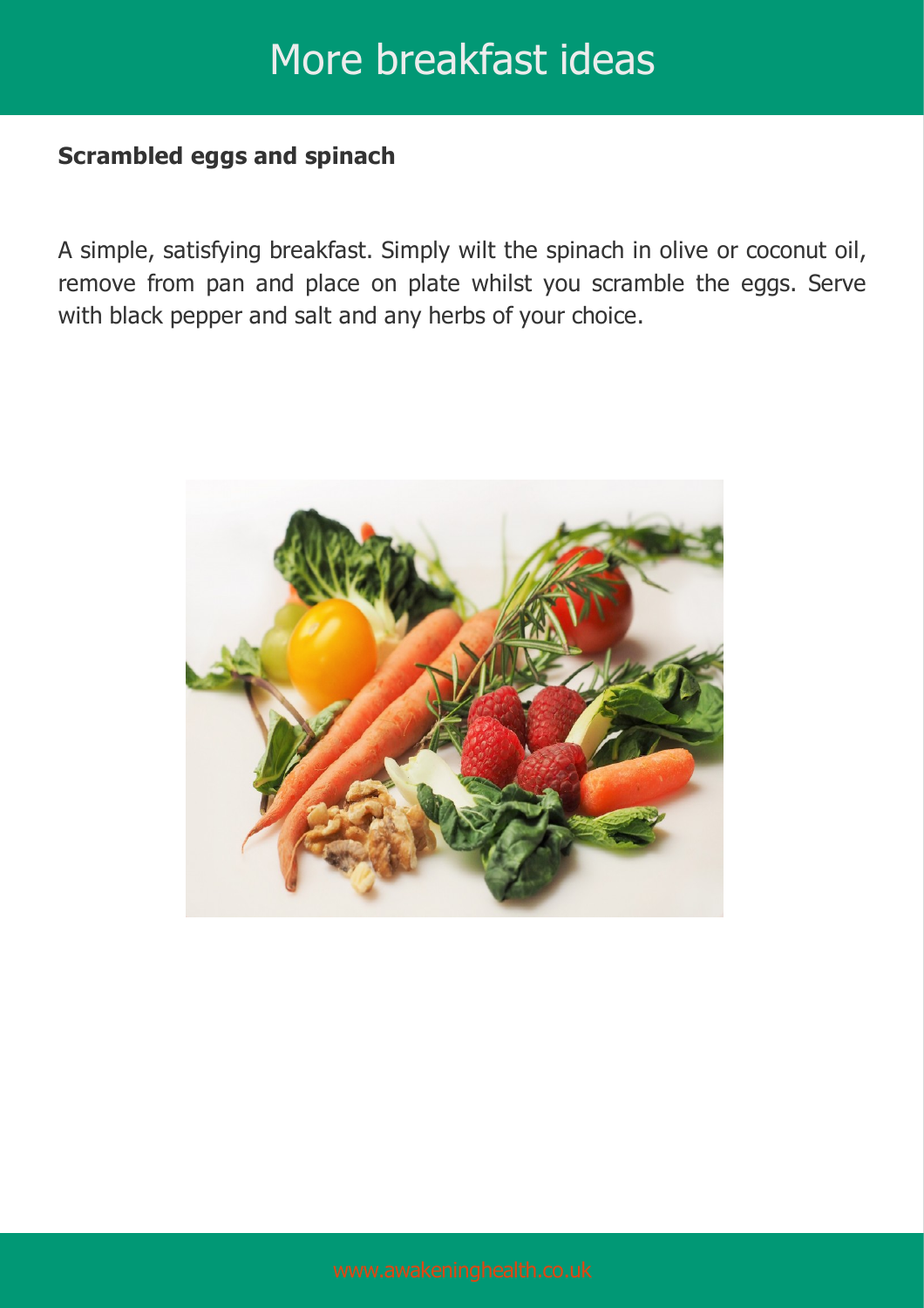# More breakfast ideas

**Scrambled eggs and spinach**

A simple, satisfying breakfast. Simply wilt the spinach in olive or coconut oil, remove from pan and place on plate whilst you scramble the eggs. Serve with black pepper and salt and any herbs of your choice.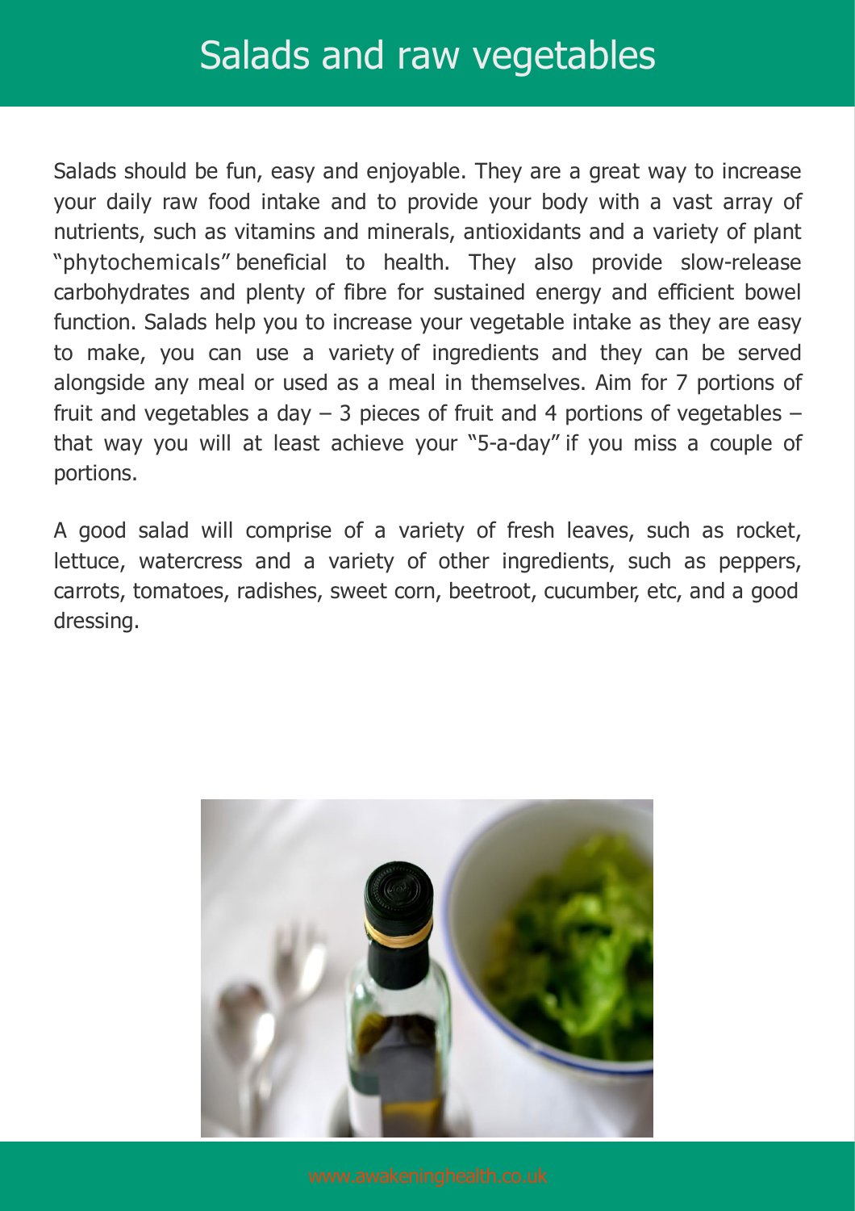# Salads and raw vegetables

Salads should be fun, easy and enjoyable. They are a great way to increase your daily raw food intake and to provide your body with a vast array of nutrients, such as vitamins and minerals, antioxidants and a variety of plant "phytochemicals" beneficial to health. They also provide slow-release carbohydrates and plenty of fibre for sustained energy and efficient bowel function. Salads help you to increase your vegetable intake as they are easy to make, you can use a variety of ingredients and they can be served alongside any meal or used as a meal in themselves. Aim for 7 portions of fruit and vegetables a day – 3 pieces of fruit and 4 portions of vegetables – that way you will at least achieve your "5-a-day" if you miss a couple of portions.

A good salad will comprise of a variety of fresh leaves, such as rocket, lettuce, watercress and a variety of other ingredients, such as peppers, carrots, tomatoes, radishes, sweet corn, beetroot, cucumber, etc, and a good dressing.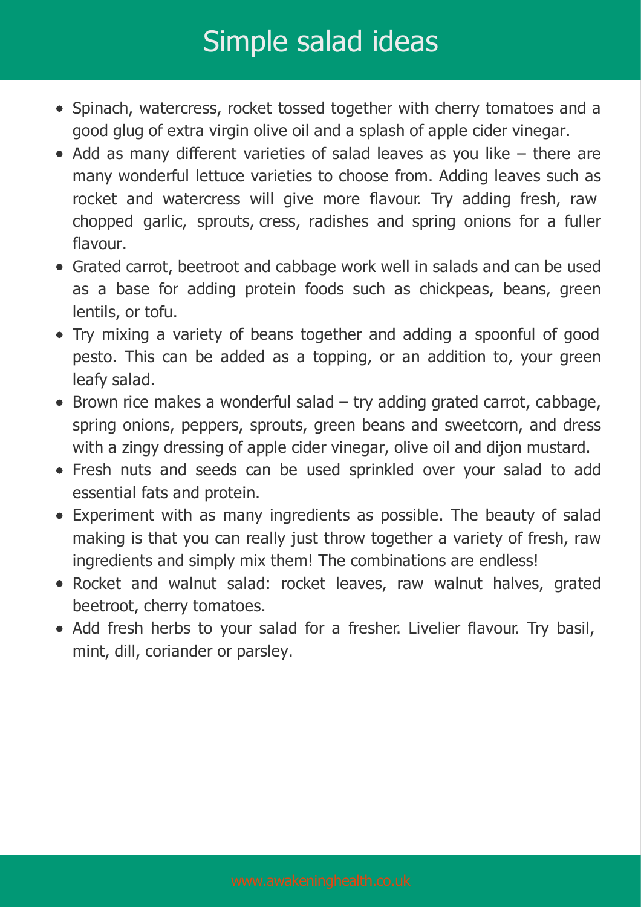# Simple salad ideas

- Spinach, watercress, rocket tossed together with cherry tomatoes and a good glug of extra virgin olive oil and a splash of apple cider vinegar.
- Add as many different varieties of salad leaves as you like – there are many wonderful lettuce varieties to choose from. Adding leaves such as rocket and watercress will give more flavour. Try adding fresh, raw chopped garlic, sprouts, cress, radishes and spring onions for a fuller flavour.
- Grated carrot, beetroot and cabbage work well in salads and can be used as a base for adding protein foods such as chickpeas, beans, green lentils, or tofu.
- Try mixing a variety of beans together and adding a spoonful of good pesto. This can be added as a topping, or an addition to, your green leafy salad.
- Brown rice makes a wonderful salad – try adding grated carrot, cabbage, spring onions, peppers, sprouts, green beans and sweetcorn, and dress with a zingy dressing of apple cider vinegar, olive oil and dijon mustard.
- Fresh nuts and seeds can be used sprinkled over your salad to add essential fats and protein.
- Experiment with as many ingredients as possible. The beauty of salad making is that you can really just throw together a variety of fresh, raw ingredients and simply mix them! The combinations are endless!
- Rocket and walnut salad: rocket leaves, raw walnut halves, grated beetroot, cherry tomatoes.
- Add fresh herbs to your salad for a fresher. Livelier flavour. Try basil, mint, dill, coriander or parsley.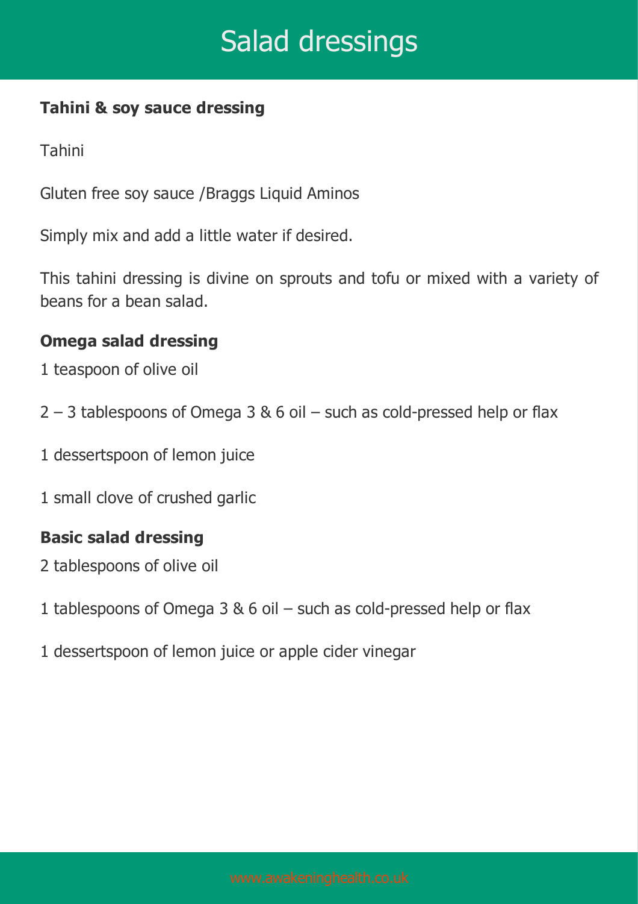# Salad dressings

**Tahini & soy sauce dressing**

Tahini

Gluten free soy sauce /Braggs Liquid Aminos

Simply mix and add a little water if desired.

This tahini dressing is divine on sprouts and tofu or mixed with a variety of beans for a bean salad.

**Omega salad dressing**

1 teaspoon of olive oil

2 – 3 tablespoons of Omega 3 & 6 oil – such as cold-pressed help or flax

1 dessertspoon of lemon juice

1 small clove of crushed garlic

**Basic salad dressing**

2 tablespoons of olive oil

1 tablespoons of Omega 3 & 6 oil – such as cold-pressed help or flax

1 dessertspoon of lemon juice or apple cider vinegar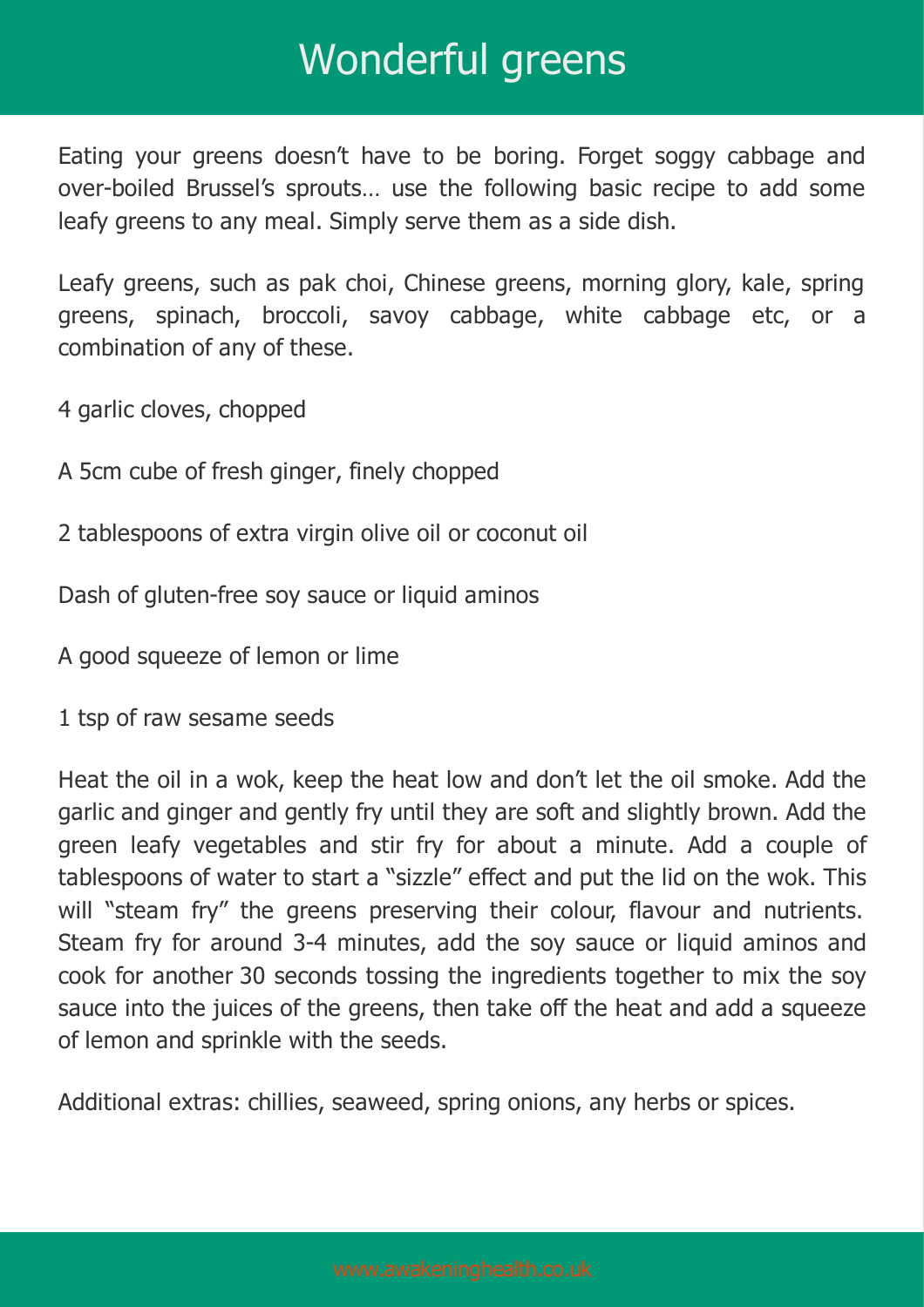# Wonderful greens

Eating your greens doesn't have to be boring. Forget soggy cabbage and over-boiled Brussel's sprouts… use the following basic recipe to add some leafy greens to any meal. Simply serve them as a side dish.

Leafy greens, such as pak choi, Chinese greens, morning glory, kale, spring greens, spinach, broccoli, savoy cabbage, white cabbage etc, or a combination of any of these.

4 garlic cloves, chopped

A 5cm cube of fresh ginger, finely chopped

2 tablespoons of extra virgin olive oil or coconut oil

Dash of gluten-free soy sauce or liquid aminos

A good squeeze of lemon or lime

1 tsp of raw sesame seeds

Heat the oil in a wok, keep the heat low and don't let the oil smoke. Add the garlic and ginger and gently fry until they are soft and slightly brown. Add the green leafy vegetables and stir fry for about a minute. Add a couple of tablespoons of water to start a "sizzle" effect and put the lid on the wok. This will "steam fry" the greens preserving their colour, flavour and nutrients. Steam fry for around 3-4 minutes, add the soy sauce or liquid aminos and cook for another 30 seconds tossing the ingredients together to mix the soy sauce into the juices of the greens, then take off the heat and add a squeeze of lemon and sprinkle with the seeds.

Additional extras: chillies, seaweed, spring onions, any herbs or spices.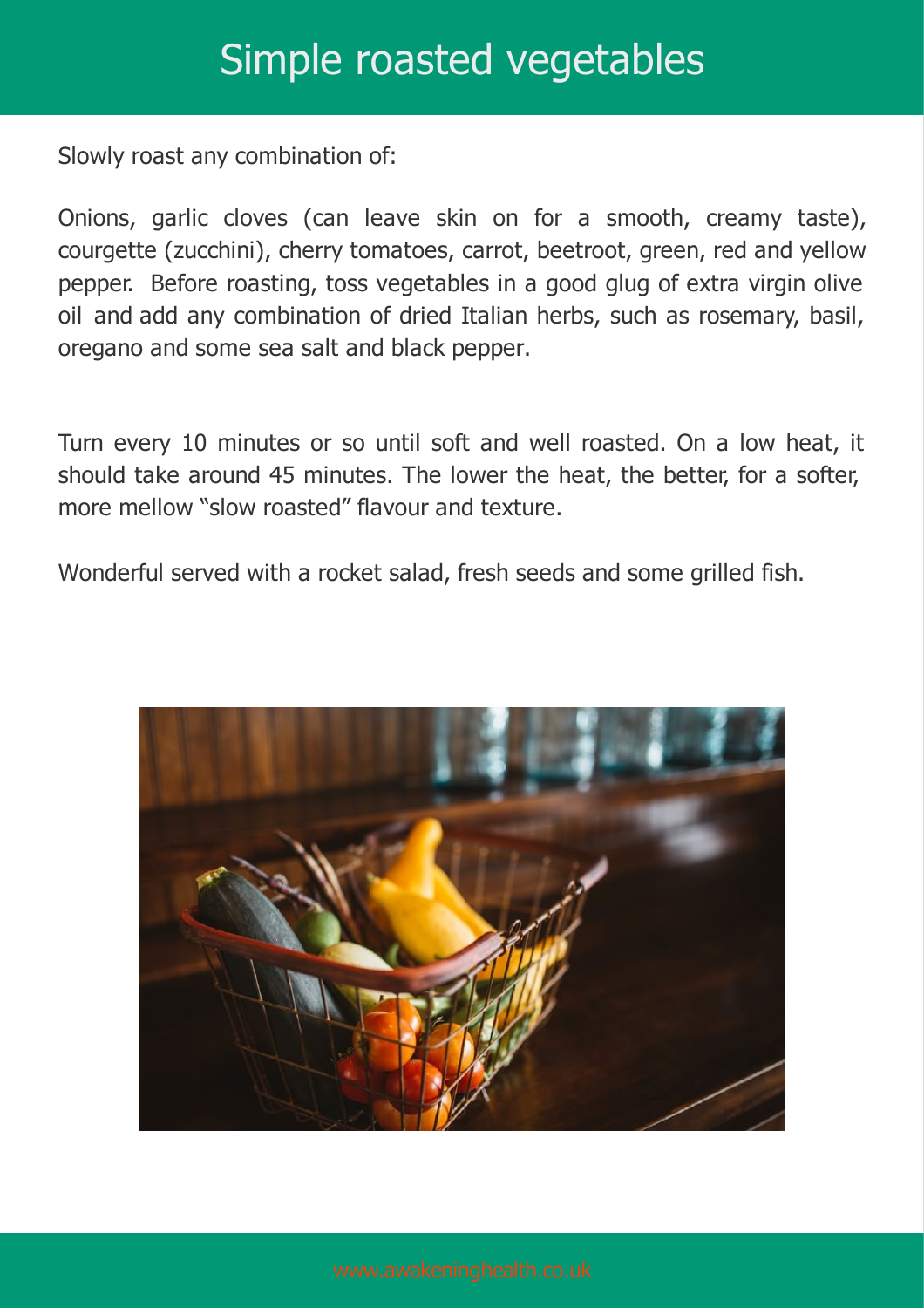# Simple roasted vegetables

Slowly roast any combination of:

Onions, garlic cloves (can leave skin on for a smooth, creamy taste), courgette (zucchini), cherry tomatoes, carrot, beetroot, green, red and yellow pepper.  Before roasting, toss vegetables in a good glug of extra virgin olive oil and add any combination of dried Italian herbs, such as rosemary, basil, oregano and some sea salt and black pepper.

Turn every 10 minutes or so until soft and well roasted. On a low heat, it should take around 45 minutes. The lower the heat, the better, for a softer, more mellow "slow roasted" flavour and texture.

Wonderful served with a rocket salad, fresh seeds and some grilled fish.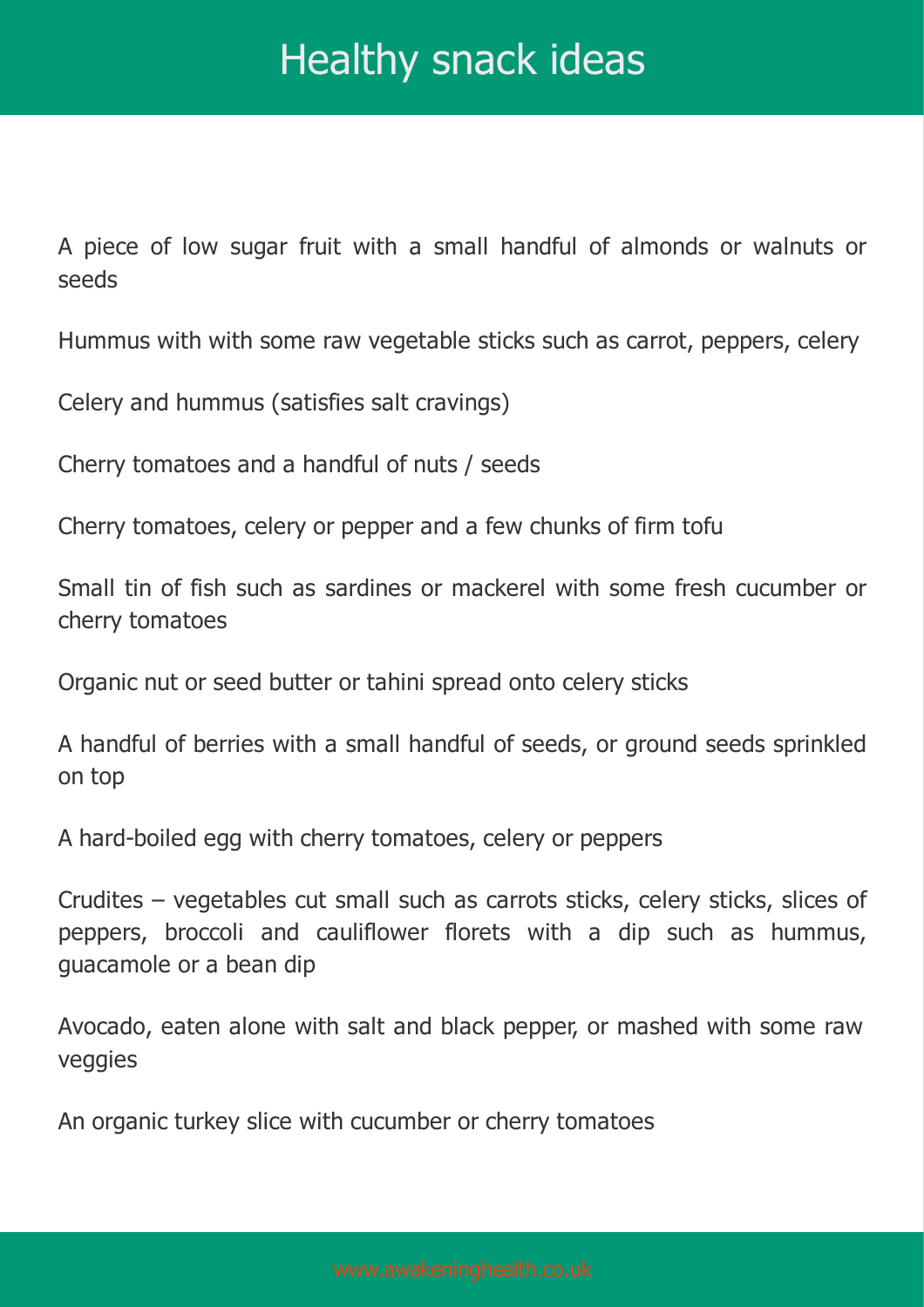# Healthy snack ideas

A piece of low sugar fruit with a small handful of almonds or walnuts or seeds

Hummus with with some raw vegetable sticks such as carrot, peppers, celery

Celery and hummus (satisfies salt cravings)

Cherry tomatoes and a handful of nuts / seeds

Cherry tomatoes, celery or pepper and a few chunks of firm tofu

Small tin of fish such as sardines or mackerel with some fresh cucumber or cherry tomatoes

Organic nut or seed butter or tahini spread onto celery sticks

A handful of berries with a small handful of seeds, or ground seeds sprinkled on top

A hard-boiled egg with cherry tomatoes, celery or peppers

Crudites – vegetables cut small such as carrots sticks, celery sticks, slices of peppers, broccoli and cauliflower florets with a dip such as hummus, guacamole or a bean dip

Avocado, eaten alone with salt and black pepper, or mashed with some raw veggies

An organic turkey slice with cucumber or cherry tomatoes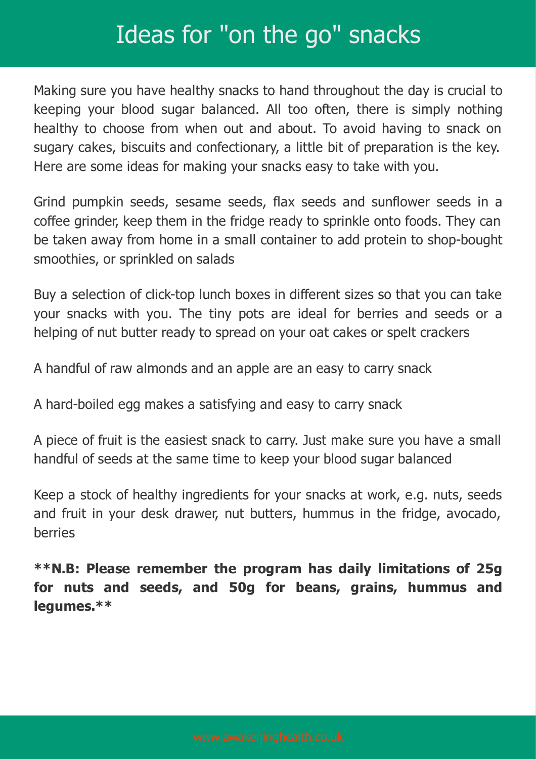# Ideas for "on the go" snacks

Making sure you have healthy snacks to hand throughout the day is crucial to keeping your blood sugar balanced. All too often, there is simply nothing healthy to choose from when out and about. To avoid having to snack on sugary cakes, biscuits and confectionary, a little bit of preparation is the key. Here are some ideas for making your snacks easy to take with you.

Grind pumpkin seeds, sesame seeds, flax seeds and sunflower seeds in a coffee grinder, keep them in the fridge ready to sprinkle onto foods. They can be taken away from home in a small container to add protein to shop-bought smoothies, or sprinkled on salads

Buy a selection of click-top lunch boxes in different sizes so that you can take your snacks with you. The tiny pots are ideal for berries and seeds or a helping of nut butter ready to spread on your oat cakes or spelt crackers

A handful of raw almonds and an apple are an easy to carry snack

A hard-boiled egg makes a satisfying and easy to carry snack

A piece of fruit is the easiest snack to carry. Just make sure you have a small handful of seeds at the same time to keep your blood sugar balanced

Keep a stock of healthy ingredients for your snacks at work, e.g. nuts, seeds and fruit in your desk drawer, nut butters, hummus in the fridge, avocado, berries

**\*\*N.B: Please remember the program has daily limitations of 25g for nuts and seeds, and 50g for beans, grains, hummus and legumes.\*\***

www.awakeninghealth.co.uk